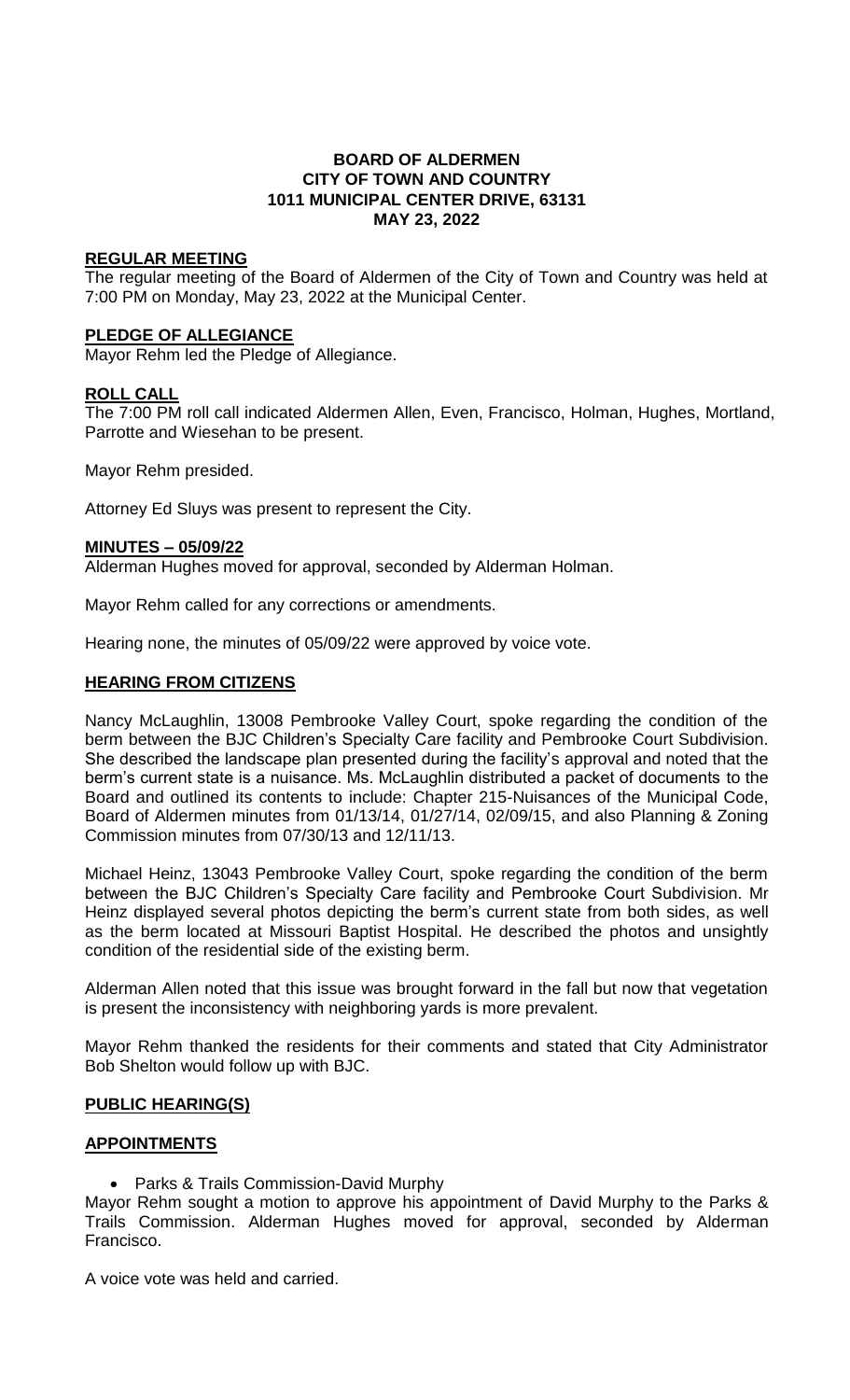# BOARD OF ALDERMEN
## CITY OF TOWN AND COUNTRY
## 1011 MUNICIPAL CENTER DRIVE, 63131
## MAY 23, 2022

**REGULAR MEETING**

The regular meeting of the Board of Aldermen of the City of Town and Country was held at 7:00 PM on Monday, May 23, 2022 at the Municipal Center.

**PLEDGE OF ALLEGIANCE**

Mayor Rehm led the Pledge of Allegiance.

**ROLL CALL**

The 7:00 PM roll call indicated Aldermen Allen, Even, Francisco, Holman, Hughes, Mortland, Parrotte and Wiesehan to be present.

Mayor Rehm presided.

Attorney Ed Sluys was present to represent the City.

**MINUTES – 05/09/22**

Alderman Hughes moved for approval, seconded by Alderman Holman.

Mayor Rehm called for any corrections or amendments.

Hearing none, the minutes of 05/09/22 were approved by voice vote.

**HEARING FROM CITIZENS**

Nancy McLaughlin, 13008 Pembrooke Valley Court, spoke regarding the condition of the berm between the BJC Children's Specialty Care facility and Pembrooke Court Subdivision. She described the landscape plan presented during the facility's approval and noted that the berm's current state is a nuisance. Ms. McLaughlin distributed a packet of documents to the Board and outlined its contents to include: Chapter 215-Nuisances of the Municipal Code, Board of Aldermen minutes from 01/13/14, 01/27/14, 02/09/15, and also Planning & Zoning Commission minutes from 07/30/13 and 12/11/13.

Michael Heinz, 13043 Pembrooke Valley Court, spoke regarding the condition of the berm between the BJC Children's Specialty Care facility and Pembrooke Court Subdivision. Mr Heinz displayed several photos depicting the berm's current state from both sides, as well as the berm located at Missouri Baptist Hospital. He described the photos and unsightly condition of the residential side of the existing berm.

Alderman Allen noted that this issue was brought forward in the fall but now that vegetation is present the inconsistency with neighboring yards is more prevalent.

Mayor Rehm thanked the residents for their comments and stated that City Administrator Bob Shelton would follow up with BJC.

**PUBLIC HEARING(S)**

**APPOINTMENTS**

- Parks & Trails Commission-David Murphy

Mayor Rehm sought a motion to approve his appointment of David Murphy to the Parks & Trails Commission. Alderman Hughes moved for approval, seconded by Alderman Francisco.

A voice vote was held and carried.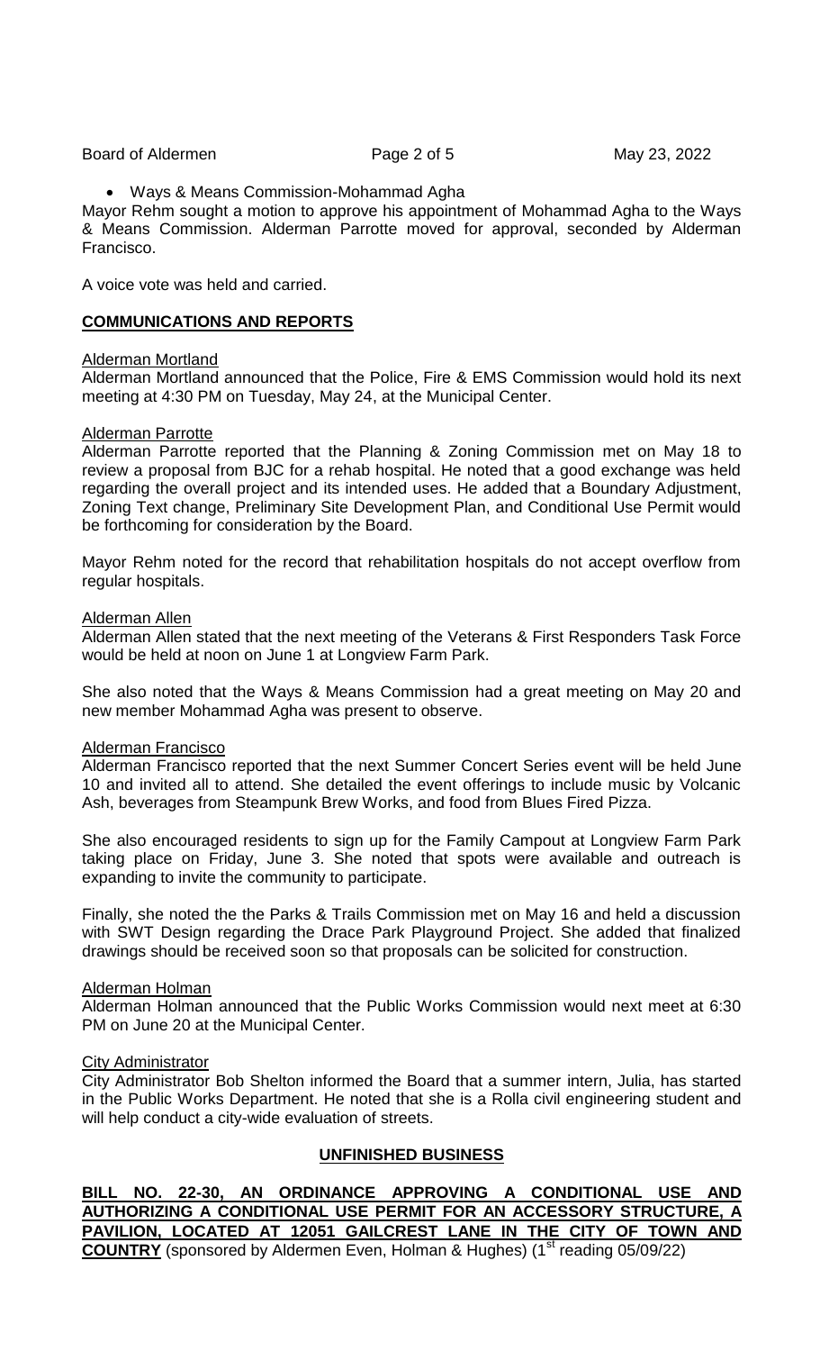- Ways & Means Commission-Mohammad Agha

Mayor Rehm sought a motion to approve his appointment of Mohammad Agha to the Ways & Means Commission. Alderman Parrotte moved for approval, seconded by Alderman Francisco.

A voice vote was held and carried.

## **COMMUNICATIONS AND REPORTS**

Alderman Mortland

Alderman Mortland announced that the Police, Fire & EMS Commission would hold its next meeting at 4:30 PM on Tuesday, May 24, at the Municipal Center.

Alderman Parrotte

Alderman Parrotte reported that the Planning & Zoning Commission met on May 18 to review a proposal from BJC for a rehab hospital. He noted that a good exchange was held regarding the overall project and its intended uses. He added that a Boundary Adjustment, Zoning Text change, Preliminary Site Development Plan, and Conditional Use Permit would be forthcoming for consideration by the Board.

Mayor Rehm noted for the record that rehabilitation hospitals do not accept overflow from regular hospitals.

Alderman Allen

Alderman Allen stated that the next meeting of the Veterans & First Responders Task Force would be held at noon on June 1 at Longview Farm Park.

She also noted that the Ways & Means Commission had a great meeting on May 20 and new member Mohammad Agha was present to observe.

Alderman Francisco

Alderman Francisco reported that the next Summer Concert Series event will be held June 10 and invited all to attend. She detailed the event offerings to include music by Volcanic Ash, beverages from Steampunk Brew Works, and food from Blues Fired Pizza.

She also encouraged residents to sign up for the Family Campout at Longview Farm Park taking place on Friday, June 3. She noted that spots were available and outreach is expanding to invite the community to participate.

Finally, she noted the the Parks & Trails Commission met on May 16 and held a discussion with SWT Design regarding the Drace Park Playground Project. She added that finalized drawings should be received soon so that proposals can be solicited for construction.

Alderman Holman

Alderman Holman announced that the Public Works Commission would next meet at 6:30 PM on June 20 at the Municipal Center.

City Administrator

City Administrator Bob Shelton informed the Board that a summer intern, Julia, has started in the Public Works Department. He noted that she is a Rolla civil engineering student and will help conduct a city-wide evaluation of streets.

## **UNFINISHED BUSINESS**

**BILL NO. 22-30, AN ORDINANCE APPROVING A CONDITIONAL USE AND AUTHORIZING A CONDITIONAL USE PERMIT FOR AN ACCESSORY STRUCTURE, A PAVILION, LOCATED AT 12051 GAILCREST LANE IN THE CITY OF TOWN AND COUNTRY** (sponsored by Aldermen Even, Holman & Hughes) (1st reading 05/09/22)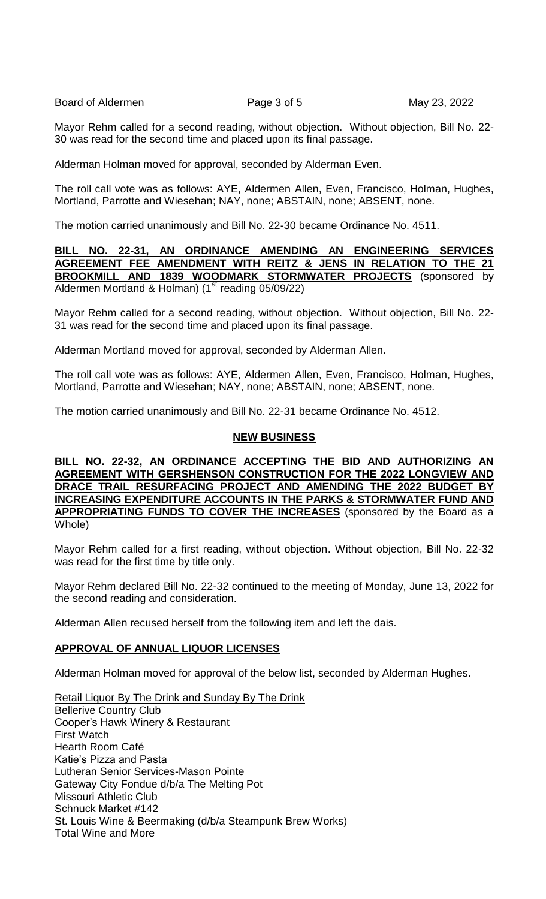Mayor Rehm called for a second reading, without objection. Without objection, Bill No. 22-30 was read for the second time and placed upon its final passage.

Alderman Holman moved for approval, seconded by Alderman Even.

The roll call vote was as follows: AYE, Aldermen Allen, Even, Francisco, Holman, Hughes, Mortland, Parrotte and Wiesehan; NAY, none; ABSTAIN, none; ABSENT, none.

The motion carried unanimously and Bill No. 22-30 became Ordinance No. 4511.

**BILL NO. 22-31, AN ORDINANCE AMENDING AN ENGINEERING SERVICES AGREEMENT FEE AMENDMENT WITH REITZ & JENS IN RELATION TO THE 21 BROOKMILL AND 1839 WOODMARK STORMWATER PROJECTS** (sponsored by Aldermen Mortland & Holman) (1st reading 05/09/22)

Mayor Rehm called for a second reading, without objection. Without objection, Bill No. 22-31 was read for the second time and placed upon its final passage.

Alderman Mortland moved for approval, seconded by Alderman Allen.

The roll call vote was as follows: AYE, Aldermen Allen, Even, Francisco, Holman, Hughes, Mortland, Parrotte and Wiesehan; NAY, none; ABSTAIN, none; ABSENT, none.

The motion carried unanimously and Bill No. 22-31 became Ordinance No. 4512.

## NEW BUSINESS

**BILL NO. 22-32, AN ORDINANCE ACCEPTING THE BID AND AUTHORIZING AN AGREEMENT WITH GERSHENSON CONSTRUCTION FOR THE 2022 LONGVIEW AND DRACE TRAIL RESURFACING PROJECT AND AMENDING THE 2022 BUDGET BY INCREASING EXPENDITURE ACCOUNTS IN THE PARKS & STORMWATER FUND AND APPROPRIATING FUNDS TO COVER THE INCREASES** (sponsored by the Board as a Whole)

Mayor Rehm called for a first reading, without objection. Without objection, Bill No. 22-32 was read for the first time by title only.

Mayor Rehm declared Bill No. 22-32 continued to the meeting of Monday, June 13, 2022 for the second reading and consideration.

Alderman Allen recused herself from the following item and left the dais.

## APPROVAL OF ANNUAL LIQUOR LICENSES

Alderman Holman moved for approval of the below list, seconded by Alderman Hughes.

Retail Liquor By The Drink and Sunday By The Drink
Bellerive Country Club
Cooper's Hawk Winery & Restaurant
First Watch
Hearth Room Café
Katie's Pizza and Pasta
Lutheran Senior Services-Mason Pointe
Gateway City Fondue d/b/a The Melting Pot
Missouri Athletic Club
Schnuck Market #142
St. Louis Wine & Beermaking (d/b/a Steampunk Brew Works)
Total Wine and More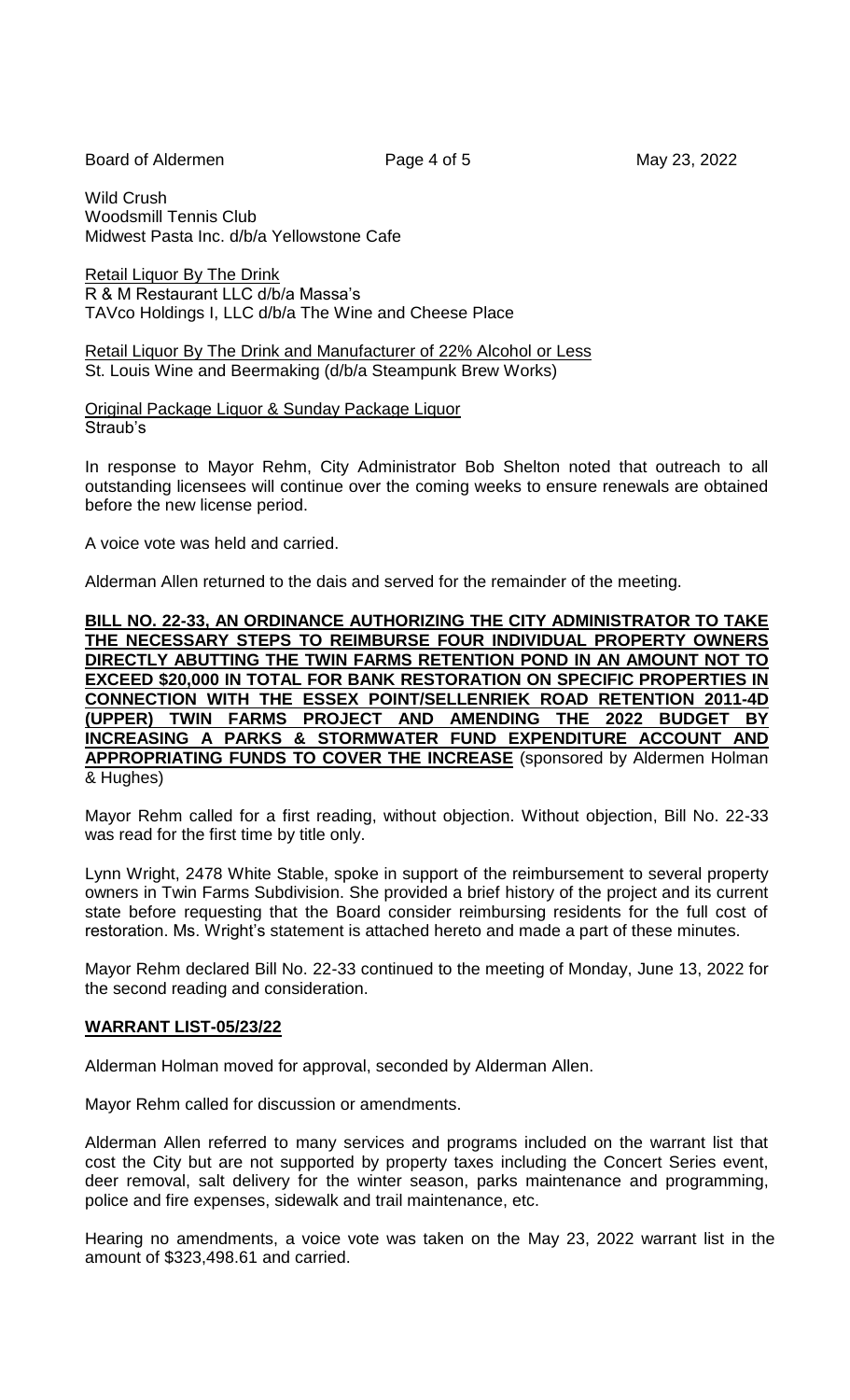Wild Crush
Woodsmill Tennis Club
Midwest Pasta Inc. d/b/a Yellowstone Cafe

Retail Liquor By The Drink
R & M Restaurant LLC d/b/a Massa's
TAVco Holdings I, LLC d/b/a The Wine and Cheese Place

Retail Liquor By The Drink and Manufacturer of 22% Alcohol or Less
St. Louis Wine and Beermaking (d/b/a Steampunk Brew Works)

Original Package Liquor & Sunday Package Liquor
Straub's

In response to Mayor Rehm, City Administrator Bob Shelton noted that outreach to all outstanding licensees will continue over the coming weeks to ensure renewals are obtained before the new license period.

A voice vote was held and carried.

Alderman Allen returned to the dais and served for the remainder of the meeting.

**BILL NO. 22-33, AN ORDINANCE AUTHORIZING THE CITY ADMINISTRATOR TO TAKE THE NECESSARY STEPS TO REIMBURSE FOUR INDIVIDUAL PROPERTY OWNERS DIRECTLY ABUTTING THE TWIN FARMS RETENTION POND IN AN AMOUNT NOT TO EXCEED $20,000 IN TOTAL FOR BANK RESTORATION ON SPECIFIC PROPERTIES IN CONNECTION WITH THE ESSEX POINT/SELLENRIEK ROAD RETENTION 2011-4D (UPPER) TWIN FARMS PROJECT AND AMENDING THE 2022 BUDGET BY INCREASING A PARKS & STORMWATER FUND EXPENDITURE ACCOUNT AND APPROPRIATING FUNDS TO COVER THE INCREASE** (sponsored by Aldermen Holman & Hughes)

Mayor Rehm called for a first reading, without objection. Without objection, Bill No. 22-33 was read for the first time by title only.

Lynn Wright, 2478 White Stable, spoke in support of the reimbursement to several property owners in Twin Farms Subdivision. She provided a brief history of the project and its current state before requesting that the Board consider reimbursing residents for the full cost of restoration. Ms. Wright's statement is attached hereto and made a part of these minutes.

Mayor Rehm declared Bill No. 22-33 continued to the meeting of Monday, June 13, 2022 for the second reading and consideration.

**WARRANT LIST-05/23/22**

Alderman Holman moved for approval, seconded by Alderman Allen.

Mayor Rehm called for discussion or amendments.

Alderman Allen referred to many services and programs included on the warrant list that cost the City but are not supported by property taxes including the Concert Series event, deer removal, salt delivery for the winter season, parks maintenance and programming, police and fire expenses, sidewalk and trail maintenance, etc.

Hearing no amendments, a voice vote was taken on the May 23, 2022 warrant list in the amount of $323,498.61 and carried.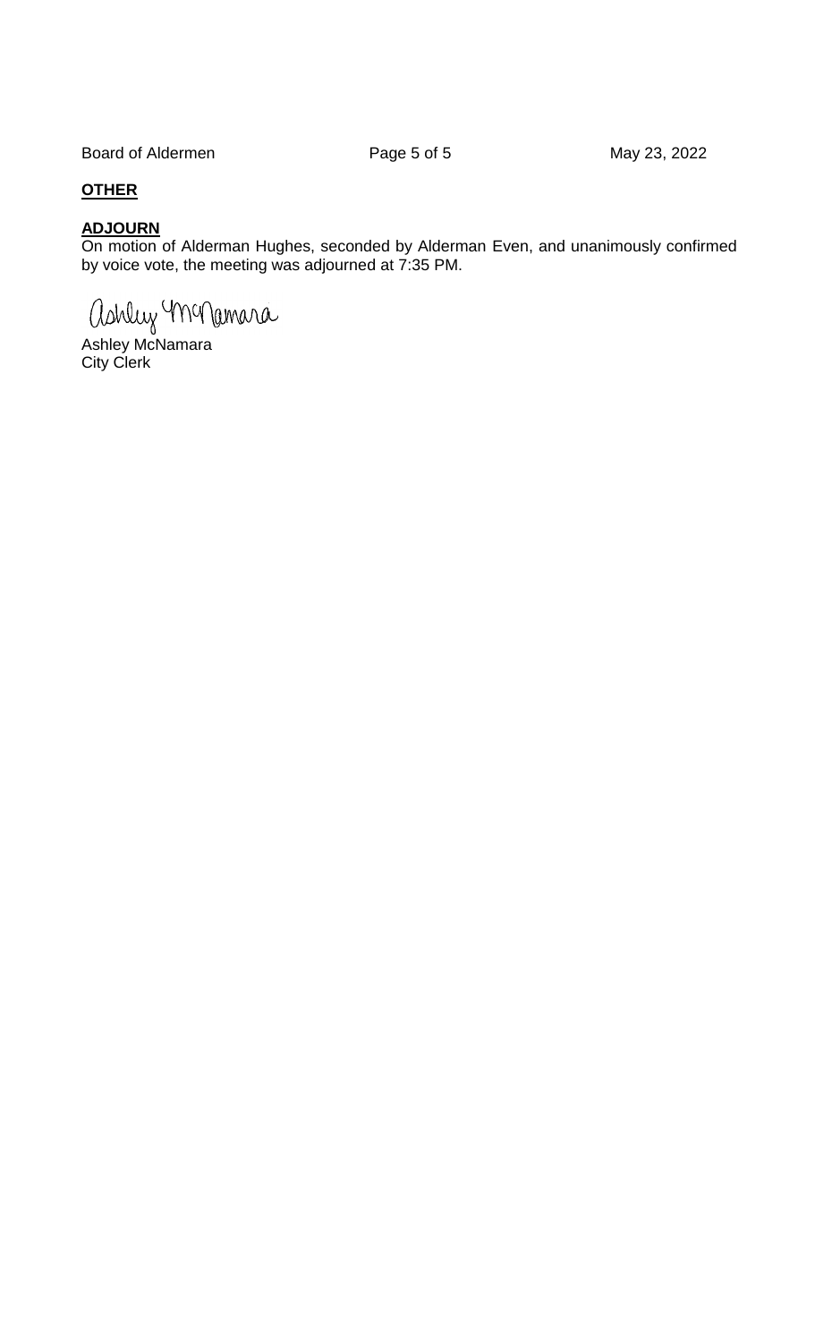**OTHER**

**ADJOURN**

On motion of Alderman Hughes, seconded by Alderman Even, and unanimously confirmed by voice vote, the meeting was adjourned at 7:35 PM.

Ashley McNamara

Ashley McNamara
City Clerk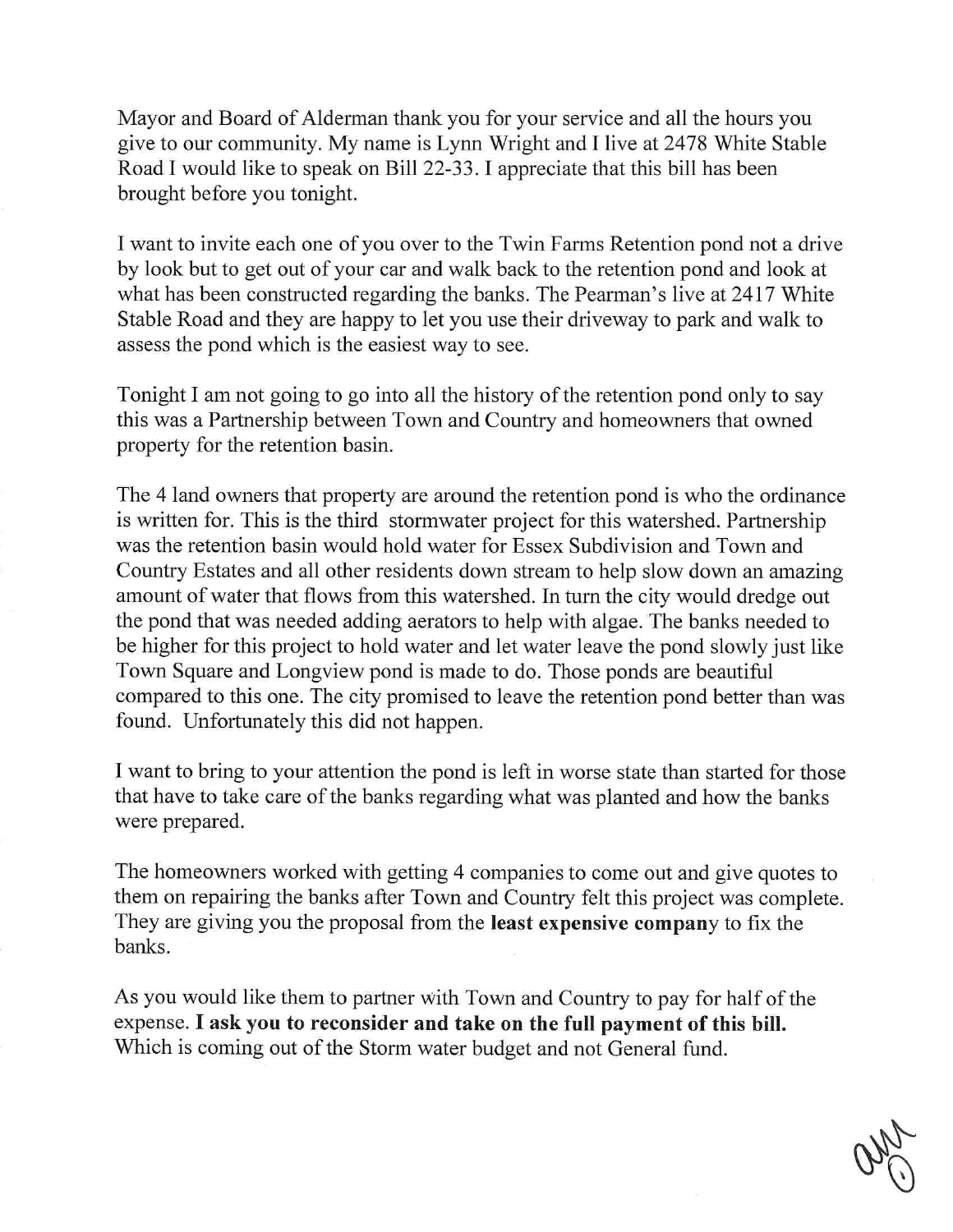Mayor and Board of Alderman thank you for your service and all the hours you give to our community. My name is Lynn Wright and I live at 2478 White Stable Road I would like to speak on Bill 22-33. I appreciate that this bill has been brought before you tonight.

I want to invite each one of you over to the Twin Farms Retention pond not a drive by look but to get out of your car and walk back to the retention pond and look at what has been constructed regarding the banks. The Pearman's live at 2417 White Stable Road and they are happy to let you use their driveway to park and walk to assess the pond which is the easiest way to see.

Tonight I am not going to go into all the history of the retention pond only to say this was a Partnership between Town and Country and homeowners that owned property for the retention basin.

The 4 land owners that property are around the retention pond is who the ordinance is written for. This is the third stormwater project for this watershed. Partnership was the retention basin would hold water for Essex Subdivision and Town and Country Estates and all other residents down stream to help slow down an amazing amount of water that flows from this watershed. In turn the city would dredge out the pond that was needed adding aerators to help with algae. The banks needed to be higher for this project to hold water and let water leave the pond slowly just like Town Square and Longview pond is made to do. Those ponds are beautiful compared to this one. The city promised to leave the retention pond better than was found. Unfortunately this did not happen.

I want to bring to your attention the pond is left in worse state than started for those that have to take care of the banks regarding what was planted and how the banks were prepared.

The homeowners worked with getting 4 companies to come out and give quotes to them on repairing the banks after Town and Country felt this project was complete. They are giving you the proposal from the **least expensive company** to fix the banks.

As you would like them to partner with Town and Country to pay for half of the expense. **I ask you to reconsider and take on the full payment of this bill.** Which is coming out of the Storm water budget and not General fund.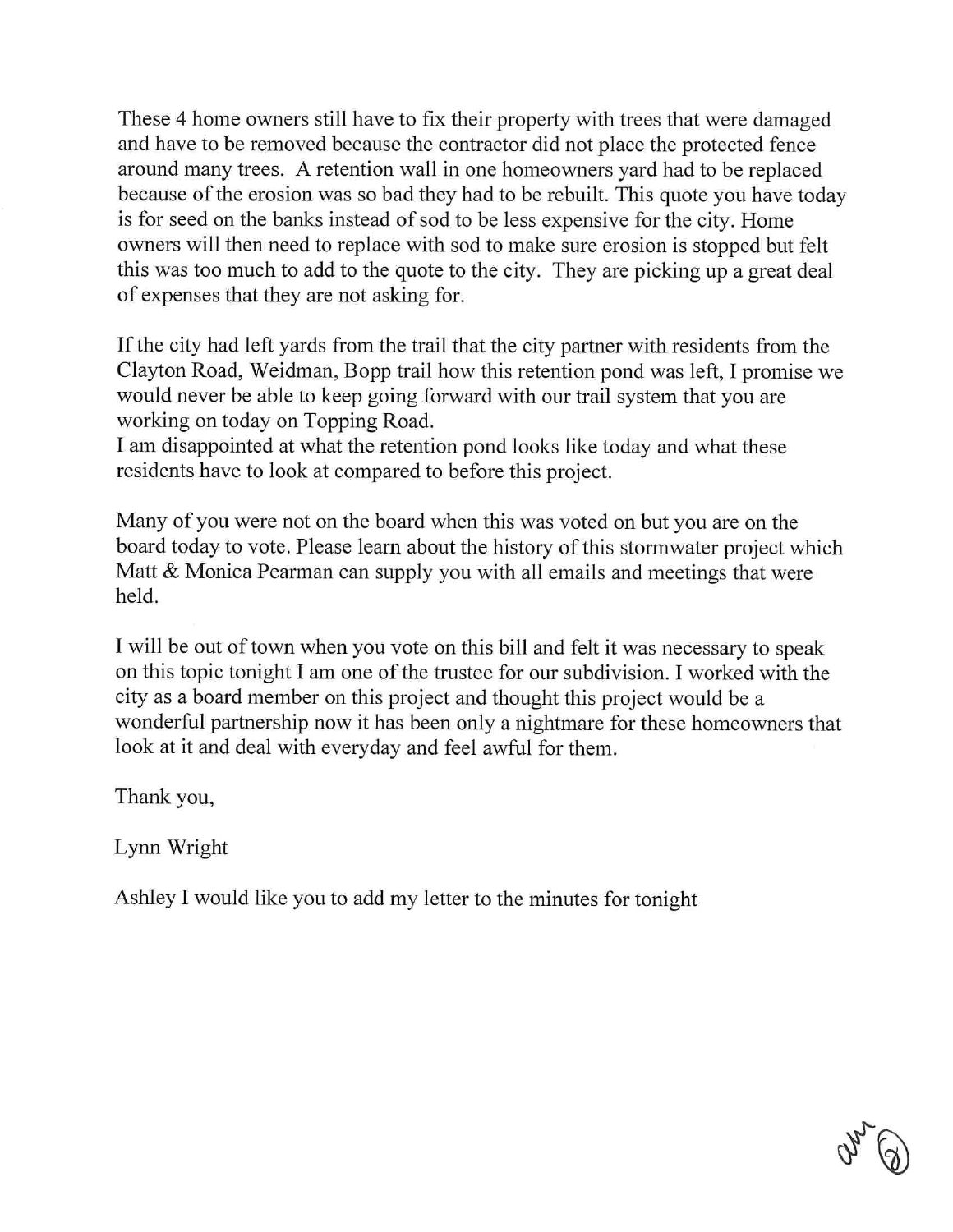These 4 home owners still have to fix their property with trees that were damaged and have to be removed because the contractor did not place the protected fence around many trees. A retention wall in one homeowners yard had to be replaced because of the erosion was so bad they had to be rebuilt. This quote you have today is for seed on the banks instead of sod to be less expensive for the city. Home owners will then need to replace with sod to make sure erosion is stopped but felt this was too much to add to the quote to the city. They are picking up a great deal of expenses that they are not asking for.

If the city had left yards from the trail that the city partner with residents from the Clayton Road, Weidman, Bopp trail how this retention pond was left, I promise we would never be able to keep going forward with our trail system that you are working on today on Topping Road.
I am disappointed at what the retention pond looks like today and what these residents have to look at compared to before this project.

Many of you were not on the board when this was voted on but you are on the board today to vote. Please learn about the history of this stormwater project which Matt & Monica Pearman can supply you with all emails and meetings that were held.

I will be out of town when you vote on this bill and felt it was necessary to speak on this topic tonight I am one of the trustee for our subdivision. I worked with the city as a board member on this project and thought this project would be a wonderful partnership now it has been only a nightmare for these homeowners that look at it and deal with everyday and feel awful for them.

Thank you,

Lynn Wright

Ashley I would like you to add my letter to the minutes for tonight